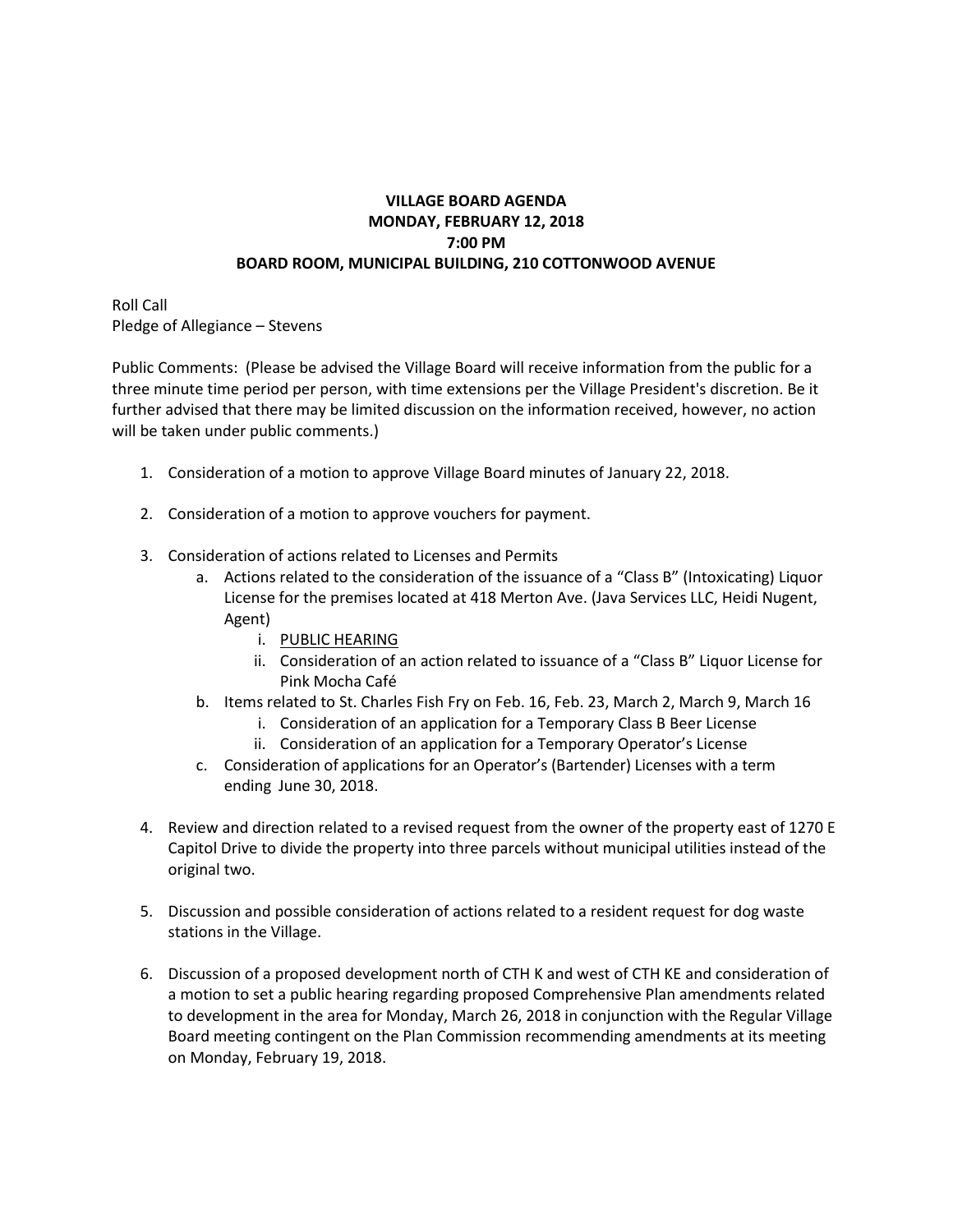**VILLAGE BOARD AGENDA**
**MONDAY, FEBRUARY 12, 2018**
**7:00 PM**
**BOARD ROOM, MUNICIPAL BUILDING, 210 COTTONWOOD AVENUE**

Roll Call
Pledge of Allegiance – Stevens

Public Comments: (Please be advised the Village Board will receive information from the public for a three minute time period per person, with time extensions per the Village President's discretion. Be it further advised that there may be limited discussion on the information received, however, no action will be taken under public comments.)

1. Consideration of a motion to approve Village Board minutes of January 22, 2018.

2. Consideration of a motion to approve vouchers for payment.

3. Consideration of actions related to Licenses and Permits
   a. Actions related to the consideration of the issuance of a "Class B" (Intoxicating) Liquor License for the premises located at 418 Merton Ave. (Java Services LLC, Heidi Nugent, Agent)
      i. PUBLIC HEARING
      ii. Consideration of an action related to issuance of a "Class B" Liquor License for Pink Mocha Café
   b. Items related to St. Charles Fish Fry on Feb. 16, Feb. 23, March 2, March 9, March 16
      i. Consideration of an application for a Temporary Class B Beer License
      ii. Consideration of an application for a Temporary Operator's License
   c. Consideration of applications for an Operator's (Bartender) Licenses with a term ending June 30, 2018.

4. Review and direction related to a revised request from the owner of the property east of 1270 E Capitol Drive to divide the property into three parcels without municipal utilities instead of the original two.

5. Discussion and possible consideration of actions related to a resident request for dog waste stations in the Village.

6. Discussion of a proposed development north of CTH K and west of CTH KE and consideration of a motion to set a public hearing regarding proposed Comprehensive Plan amendments related to development in the area for Monday, March 26, 2018 in conjunction with the Regular Village Board meeting contingent on the Plan Commission recommending amendments at its meeting on Monday, February 19, 2018.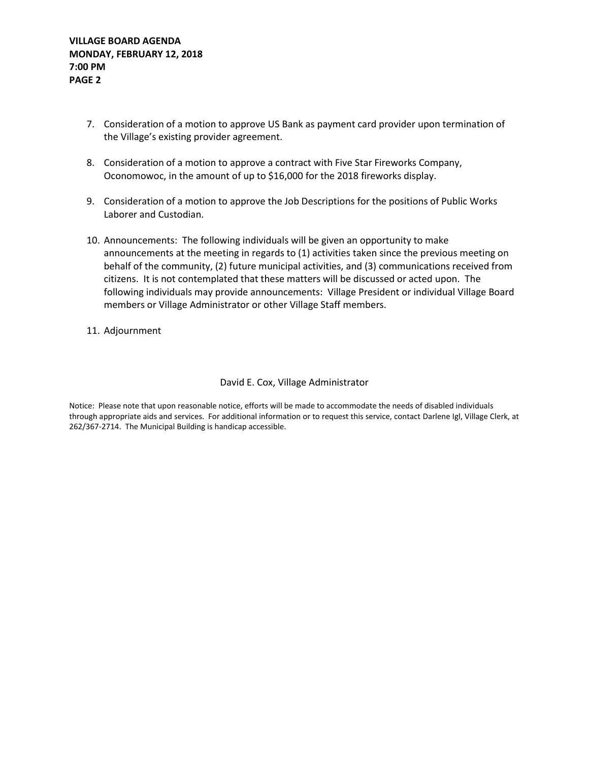7. Consideration of a motion to approve US Bank as payment card provider upon termination of the Village's existing provider agreement.

8. Consideration of a motion to approve a contract with Five Star Fireworks Company, Oconomowoc, in the amount of up to $16,000 for the 2018 fireworks display.

9. Consideration of a motion to approve the Job Descriptions for the positions of Public Works Laborer and Custodian.

10. Announcements: The following individuals will be given an opportunity to make announcements at the meeting in regards to (1) activities taken since the previous meeting on behalf of the community, (2) future municipal activities, and (3) communications received from citizens. It is not contemplated that these matters will be discussed or acted upon. The following individuals may provide announcements: Village President or individual Village Board members or Village Administrator or other Village Staff members.

11. Adjournment

David E. Cox, Village Administrator

Notice: Please note that upon reasonable notice, efforts will be made to accommodate the needs of disabled individuals through appropriate aids and services. For additional information or to request this service, contact Darlene Igl, Village Clerk, at 262/367-2714. The Municipal Building is handicap accessible.